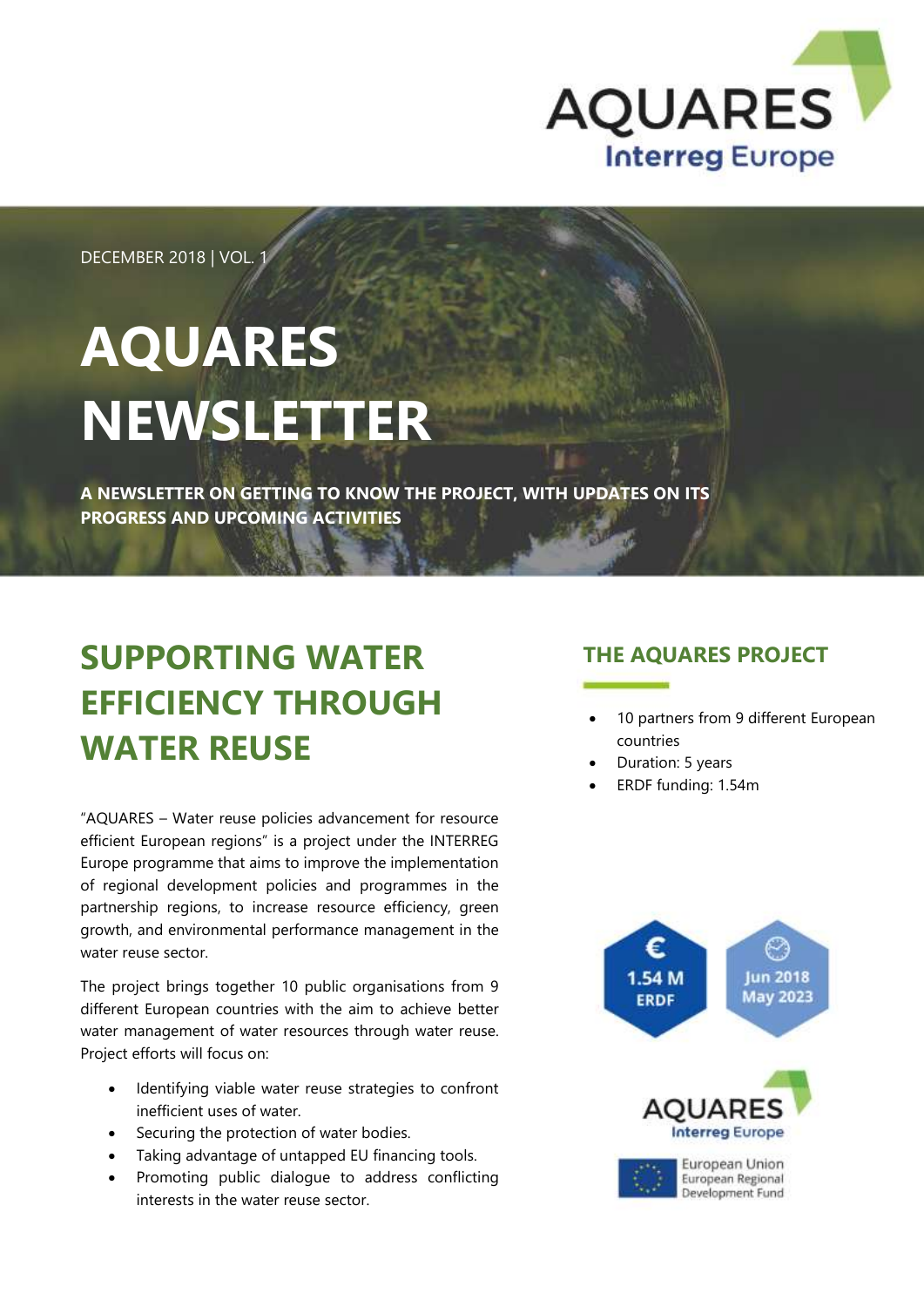DECEMBER 2018 | VOL. 1

# AQUARES NEWSLETTER

**A NEWSLETTER ON GETTING TO KNOW THE PROJECT, WITH UPDATES ON ITS PROGRESS AND UPCOMING ACTIVITIES**

## SUPPORTING WATER EFFICIENCY THROUGH WATER REUSE

"AQUARES – Water reuse policies advancement for resource efficient European regions" is a project under the INTERREG Europe programme that aims to improve the implementation of regional development policies and programmes in the partnership regions, to increase resource efficiency, green growth, and environmental performance management in the water reuse sector.

The project brings together 10 public organisations from 9 different European countries with the aim to achieve better water management of water resources through water reuse. Project efforts will focus on:

- Identifying viable water reuse strategies to confront inefficient uses of water.
- Securing the protection of water bodies.
- Taking advantage of untapped EU financing tools.
- Promoting public dialogue to address conflicting interests in the water reuse sector.

## THE AQUARES PROJECT

- 10 partners from 9 different European countries
- Duration: 5 years
- ERDF funding: 1.54m

€ 1.54 M ERDF

Jun 2018 May 2023

AQUARES Interreg Europe

European Union European Regional Development Fund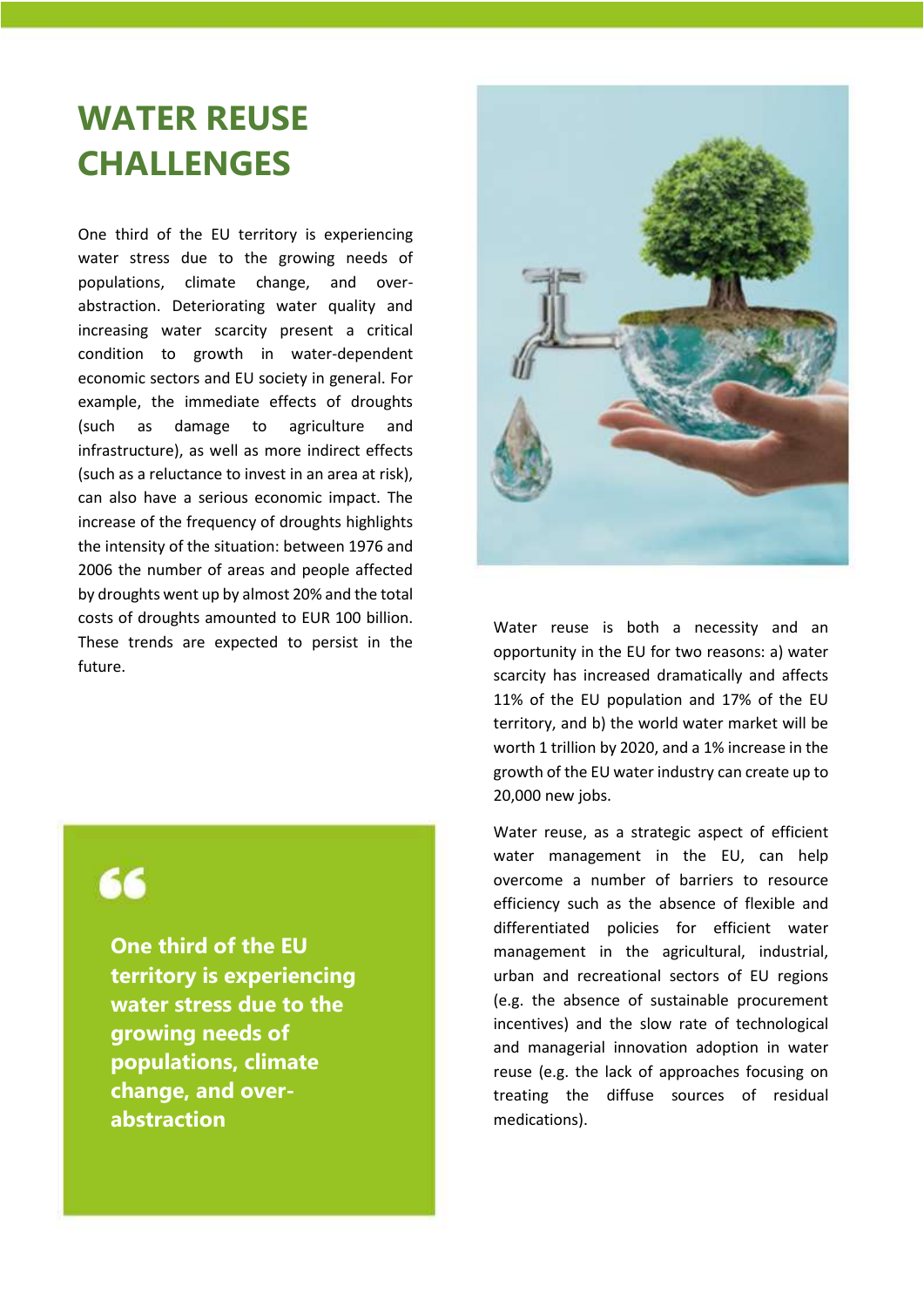# WATER REUSE CHALLENGES

One third of the EU territory is experiencing water stress due to the growing needs of populations, climate change, and over-abstraction. Deteriorating water quality and increasing water scarcity present a critical condition to growth in water-dependent economic sectors and EU society in general. For example, the immediate effects of droughts (such as damage to agriculture and infrastructure), as well as more indirect effects (such as a reluctance to invest in an area at risk), can also have a serious economic impact. The increase of the frequency of droughts highlights the intensity of the situation: between 1976 and 2006 the number of areas and people affected by droughts went up by almost 20% and the total costs of droughts amounted to EUR 100 billion. These trends are expected to persist in the future.

> **One third of the EU territory is experiencing water stress due to the growing needs of populations, climate change, and over-abstraction**

Water reuse is both a necessity and an opportunity in the EU for two reasons: a) water scarcity has increased dramatically and affects 11% of the EU population and 17% of the EU territory, and b) the world water market will be worth 1 trillion by 2020, and a 1% increase in the growth of the EU water industry can create up to 20,000 new jobs.

Water reuse, as a strategic aspect of efficient water management in the EU, can help overcome a number of barriers to resource efficiency such as the absence of flexible and differentiated policies for efficient water management in the agricultural, industrial, urban and recreational sectors of EU regions (e.g. the absence of sustainable procurement incentives) and the slow rate of technological and managerial innovation adoption in water reuse (e.g. the lack of approaches focusing on treating the diffuse sources of residual medications).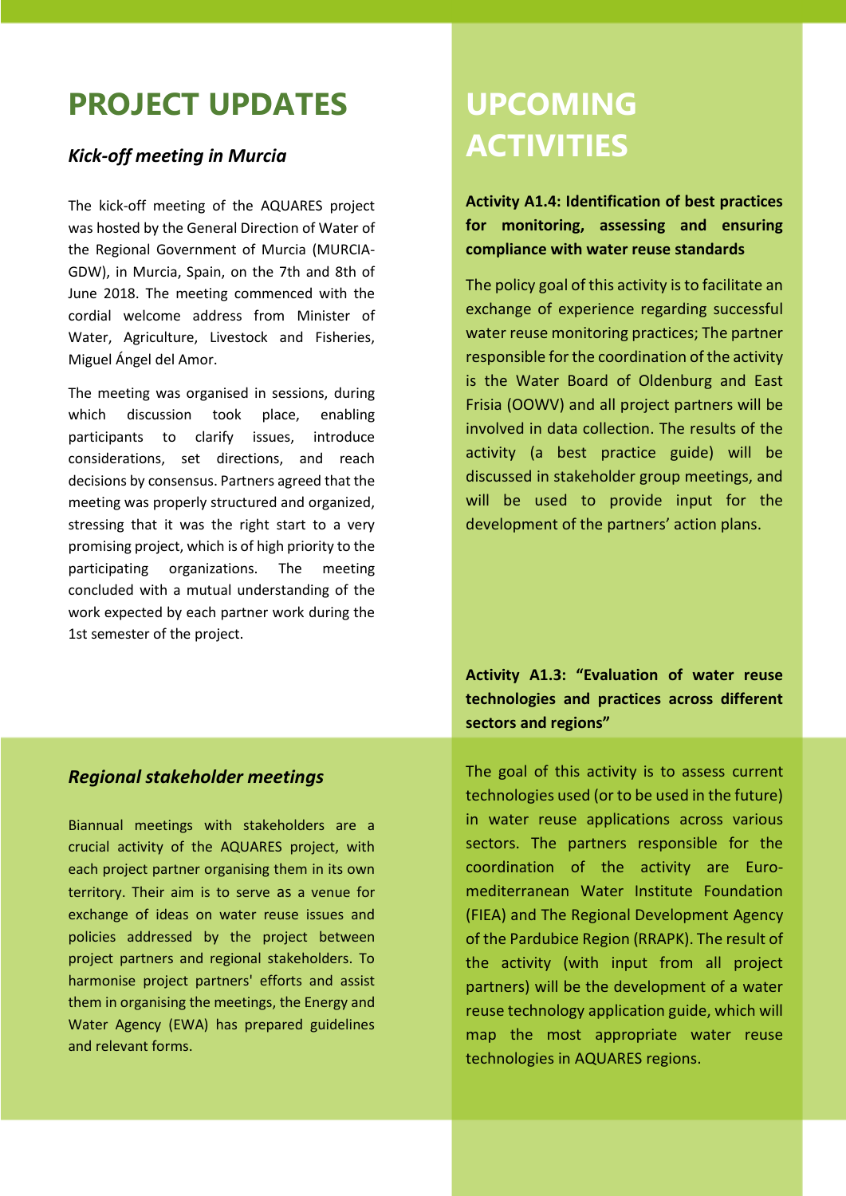# PROJECT UPDATES

### *Kick-off meeting in Murcia*

The kick-off meeting of the AQUARES project was hosted by the General Direction of Water of the Regional Government of Murcia (MURCIA-GDW), in Murcia, Spain, on the 7th and 8th of June 2018. The meeting commenced with the cordial welcome address from Minister of Water, Agriculture, Livestock and Fisheries, Miguel Ángel del Amor.

The meeting was organised in sessions, during which discussion took place, enabling participants to clarify issues, introduce considerations, set directions, and reach decisions by consensus. Partners agreed that the meeting was properly structured and organized, stressing that it was the right start to a very promising project, which is of high priority to the participating organizations. The meeting concluded with a mutual understanding of the work expected by each partner work during the 1st semester of the project.

### *Regional stakeholder meetings*

Biannual meetings with stakeholders are a crucial activity of the AQUARES project, with each project partner organising them in its own territory. Their aim is to serve as a venue for exchange of ideas on water reuse issues and policies addressed by the project between project partners and regional stakeholders. To harmonise project partners' efforts and assist them in organising the meetings, the Energy and Water Agency (EWA) has prepared guidelines and relevant forms.

# UPCOMING ACTIVITIES

**Activity A1.4: Identification of best practices for monitoring, assessing and ensuring compliance with water reuse standards**

The policy goal of this activity is to facilitate an exchange of experience regarding successful water reuse monitoring practices; The partner responsible for the coordination of the activity is the Water Board of Oldenburg and East Frisia (OOWV) and all project partners will be involved in data collection. The results of the activity (a best practice guide) will be discussed in stakeholder group meetings, and will be used to provide input for the development of the partners' action plans.

**Activity A1.3: "Evaluation of water reuse technologies and practices across different sectors and regions"**

The goal of this activity is to assess current technologies used (or to be used in the future) in water reuse applications across various sectors. The partners responsible for the coordination of the activity are Euro-mediterranean Water Institute Foundation (FIEA) and The Regional Development Agency of the Pardubice Region (RRAPK). The result of the activity (with input from all project partners) will be the development of a water reuse technology application guide, which will map the most appropriate water reuse technologies in AQUARES regions.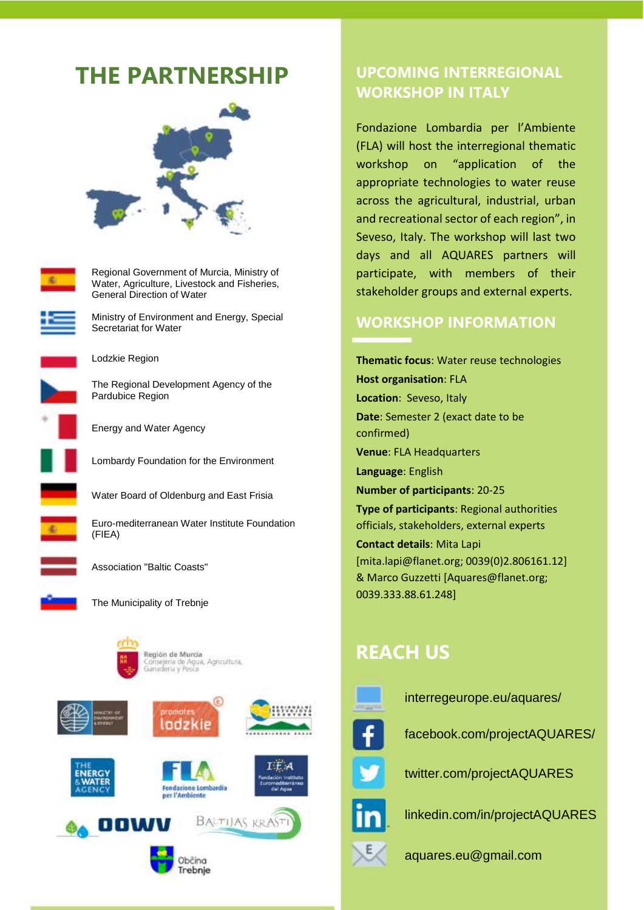# THE PARTNERSHIP

Regional Government of Murcia, Ministry of Water, Agriculture, Livestock and Fisheries, General Direction of Water

Ministry of Environment and Energy, Special Secretariat for Water

Lodzkie Region

The Regional Development Agency of the Pardubice Region

Energy and Water Agency

Lombardy Foundation for the Environment

Water Board of Oldenburg and East Frisia

Euro-mediterranean Water Institute Foundation (FIEA)

Association "Baltic Coasts"

The Municipality of Trebnje

## UPCOMING INTERREGIONAL WORKSHOP IN ITALY

Fondazione Lombardia per l'Ambiente (FLA) will host the interregional thematic workshop on "application of the appropriate technologies to water reuse across the agricultural, industrial, urban and recreational sector of each region", in Seveso, Italy. The workshop will last two days and all AQUARES partners will participate, with members of their stakeholder groups and external experts.

## WORKSHOP INFORMATION

**Thematic focus**: Water reuse technologies
**Host organisation**: FLA
**Location**: Seveso, Italy
**Date**: Semester 2 (exact date to be confirmed)
**Venue**: FLA Headquarters
**Language**: English
**Number of participants**: 20-25
**Type of participants**: Regional authorities officials, stakeholders, external experts
**Contact details**: Mita Lapi [mita.lapi@flanet.org; 0039(0)2.806161.12] & Marco Guzzetti [Aquares@flanet.org; 0039.333.88.61.248]

## REACH US

interregeurope.eu/aquares/

facebook.com/projectAQUARES/

twitter.com/projectAQUARES

linkedin.com/in/projectAQUARES

aquares.eu@gmail.com